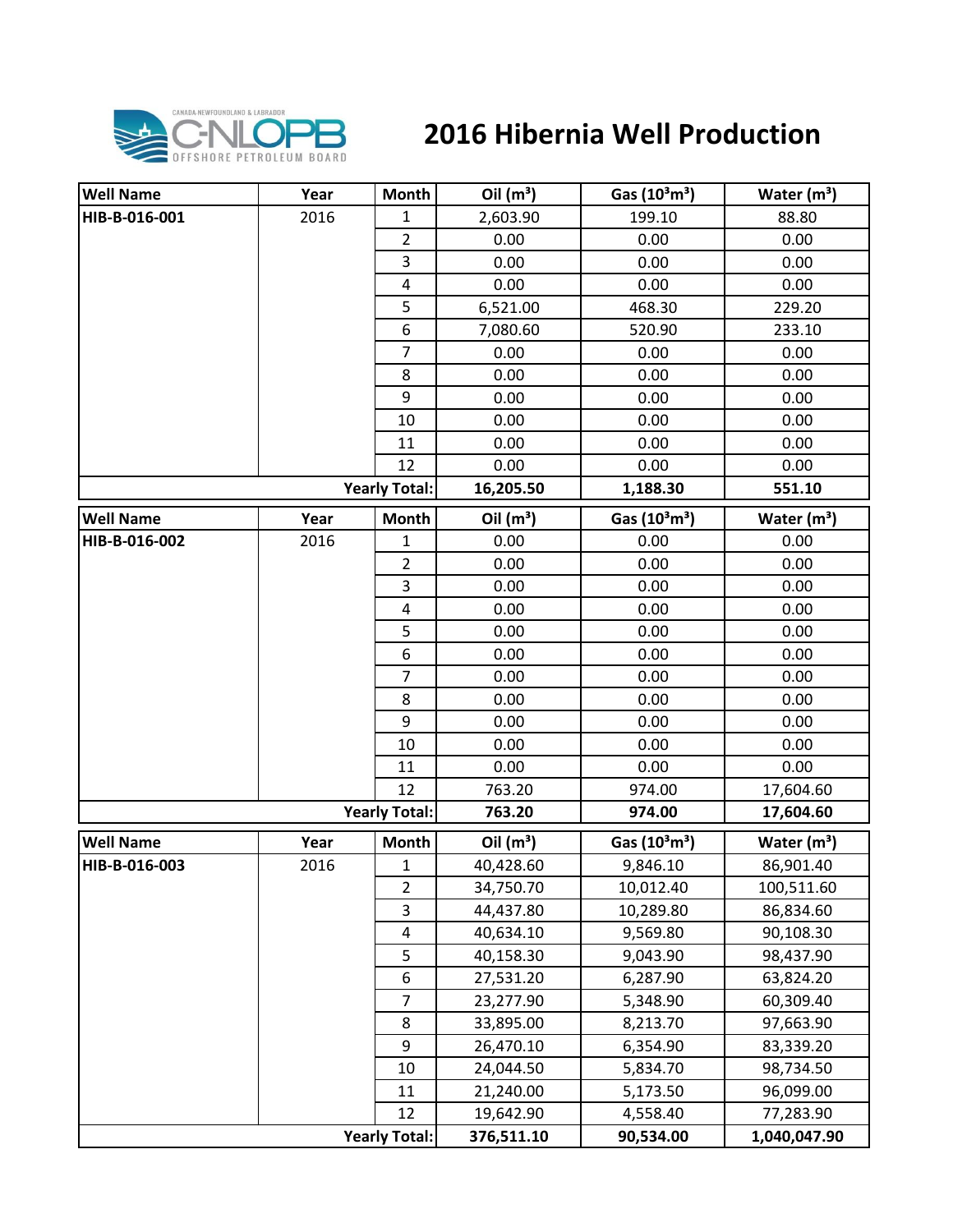# 2016 Hibernia Well Production

| Well Name | Year | Month | Oil ($m^3$) | Gas ($10^3m^3$) | Water ($m^3$) |
|---|---|---|---|---|---|
| **HIB-B-016-001** | 2016 | 1 | 2,603.90 | 199.10 | 88.80 |
| | | 2 | 0.00 | 0.00 | 0.00 |
| | | 3 | 0.00 | 0.00 | 0.00 |
| | | 4 | 0.00 | 0.00 | 0.00 |
| | | 5 | 6,521.00 | 468.30 | 229.20 |
| | | 6 | 7,080.60 | 520.90 | 233.10 |
| | | 7 | 0.00 | 0.00 | 0.00 |
| | | 8 | 0.00 | 0.00 | 0.00 |
| | | 9 | 0.00 | 0.00 | 0.00 |
| | | 10 | 0.00 | 0.00 | 0.00 |
| | | 11 | 0.00 | 0.00 | 0.00 |
| | | 12 | 0.00 | 0.00 | 0.00 |
| | | **Yearly Total:** | **16,205.50** | **1,188.30** | **551.10** |

| Well Name | Year | Month | Oil ($m^3$) | Gas ($10^3m^3$) | Water ($m^3$) |
|---|---|---|---|---|---|
| **HIB-B-016-002** | 2016 | 1 | 0.00 | 0.00 | 0.00 |
| | | 2 | 0.00 | 0.00 | 0.00 |
| | | 3 | 0.00 | 0.00 | 0.00 |
| | | 4 | 0.00 | 0.00 | 0.00 |
| | | 5 | 0.00 | 0.00 | 0.00 |
| | | 6 | 0.00 | 0.00 | 0.00 |
| | | 7 | 0.00 | 0.00 | 0.00 |
| | | 8 | 0.00 | 0.00 | 0.00 |
| | | 9 | 0.00 | 0.00 | 0.00 |
| | | 10 | 0.00 | 0.00 | 0.00 |
| | | 11 | 0.00 | 0.00 | 0.00 |
| | | 12 | 763.20 | 974.00 | 17,604.60 |
| | | **Yearly Total:** | **763.20** | **974.00** | **17,604.60** |

| Well Name | Year | Month | Oil ($m^3$) | Gas ($10^3m^3$) | Water ($m^3$) |
|---|---|---|---|---|---|
| **HIB-B-016-003** | 2016 | 1 | 40,428.60 | 9,846.10 | 86,901.40 |
| | | 2 | 34,750.70 | 10,012.40 | 100,511.60 |
| | | 3 | 44,437.80 | 10,289.80 | 86,834.60 |
| | | 4 | 40,634.10 | 9,569.80 | 90,108.30 |
| | | 5 | 40,158.30 | 9,043.90 | 98,437.90 |
| | | 6 | 27,531.20 | 6,287.90 | 63,824.20 |
| | | 7 | 23,277.90 | 5,348.90 | 60,309.40 |
| | | 8 | 33,895.00 | 8,213.70 | 97,663.90 |
| | | 9 | 26,470.10 | 6,354.90 | 83,339.20 |
| | | 10 | 24,044.50 | 5,834.70 | 98,734.50 |
| | | 11 | 21,240.00 | 5,173.50 | 96,099.00 |
| | | 12 | 19,642.90 | 4,558.40 | 77,283.90 |
| | | **Yearly Total:** | **376,511.10** | **90,534.00** | **1,040,047.90** |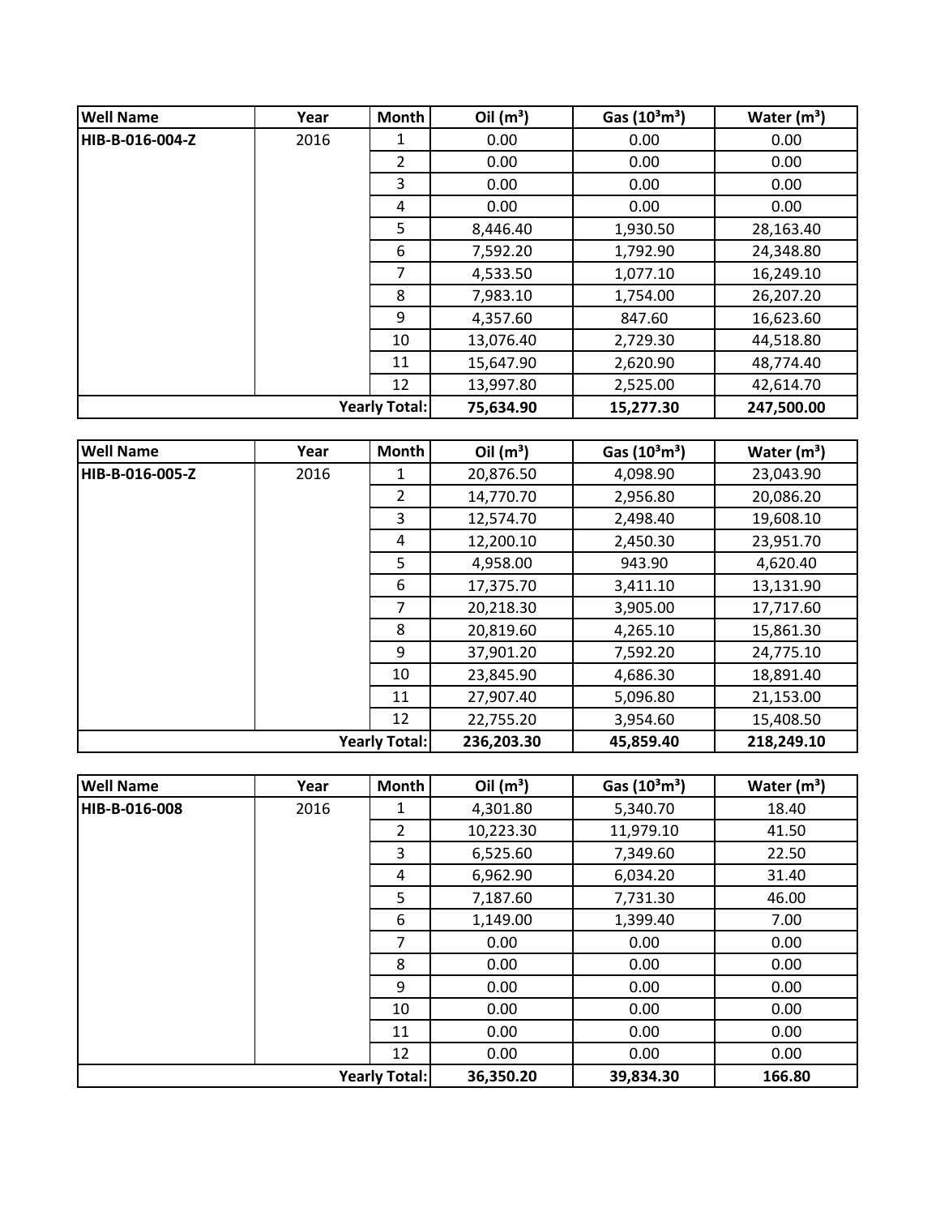| Well Name | Year | Month | Oil ($m^3$) | Gas ($10^3m^3$) | Water ($m^3$) |
|---|---|---|---|---|---|
| HIB-B-016-004-Z | 2016 | 1 | 0.00 | 0.00 | 0.00 |
| | | 2 | 0.00 | 0.00 | 0.00 |
| | | 3 | 0.00 | 0.00 | 0.00 |
| | | 4 | 0.00 | 0.00 | 0.00 |
| | | 5 | 8,446.40 | 1,930.50 | 28,163.40 |
| | | 6 | 7,592.20 | 1,792.90 | 24,348.80 |
| | | 7 | 4,533.50 | 1,077.10 | 16,249.10 |
| | | 8 | 7,983.10 | 1,754.00 | 26,207.20 |
| | | 9 | 4,357.60 | 847.60 | 16,623.60 |
| | | 10 | 13,076.40 | 2,729.30 | 44,518.80 |
| | | 11 | 15,647.90 | 2,620.90 | 48,774.40 |
| | | 12 | 13,997.80 | 2,525.00 | 42,614.70 |
| | | **Yearly Total:** | **75,634.90** | **15,277.30** | **247,500.00** |

| Well Name | Year | Month | Oil ($m^3$) | Gas ($10^3m^3$) | Water ($m^3$) |
|---|---|---|---|---|---|
| HIB-B-016-005-Z | 2016 | 1 | 20,876.50 | 4,098.90 | 23,043.90 |
| | | 2 | 14,770.70 | 2,956.80 | 20,086.20 |
| | | 3 | 12,574.70 | 2,498.40 | 19,608.10 |
| | | 4 | 12,200.10 | 2,450.30 | 23,951.70 |
| | | 5 | 4,958.00 | 943.90 | 4,620.40 |
| | | 6 | 17,375.70 | 3,411.10 | 13,131.90 |
| | | 7 | 20,218.30 | 3,905.00 | 17,717.60 |
| | | 8 | 20,819.60 | 4,265.10 | 15,861.30 |
| | | 9 | 37,901.20 | 7,592.20 | 24,775.10 |
| | | 10 | 23,845.90 | 4,686.30 | 18,891.40 |
| | | 11 | 27,907.40 | 5,096.80 | 21,153.00 |
| | | 12 | 22,755.20 | 3,954.60 | 15,408.50 |
| | | **Yearly Total:** | **236,203.30** | **45,859.40** | **218,249.10** |

| Well Name | Year | Month | Oil ($m^3$) | Gas ($10^3m^3$) | Water ($m^3$) |
|---|---|---|---|---|---|
| HIB-B-016-008 | 2016 | 1 | 4,301.80 | 5,340.70 | 18.40 |
| | | 2 | 10,223.30 | 11,979.10 | 41.50 |
| | | 3 | 6,525.60 | 7,349.60 | 22.50 |
| | | 4 | 6,962.90 | 6,034.20 | 31.40 |
| | | 5 | 7,187.60 | 7,731.30 | 46.00 |
| | | 6 | 1,149.00 | 1,399.40 | 7.00 |
| | | 7 | 0.00 | 0.00 | 0.00 |
| | | 8 | 0.00 | 0.00 | 0.00 |
| | | 9 | 0.00 | 0.00 | 0.00 |
| | | 10 | 0.00 | 0.00 | 0.00 |
| | | 11 | 0.00 | 0.00 | 0.00 |
| | | 12 | 0.00 | 0.00 | 0.00 |
| | | **Yearly Total:** | **36,350.20** | **39,834.30** | **166.80** |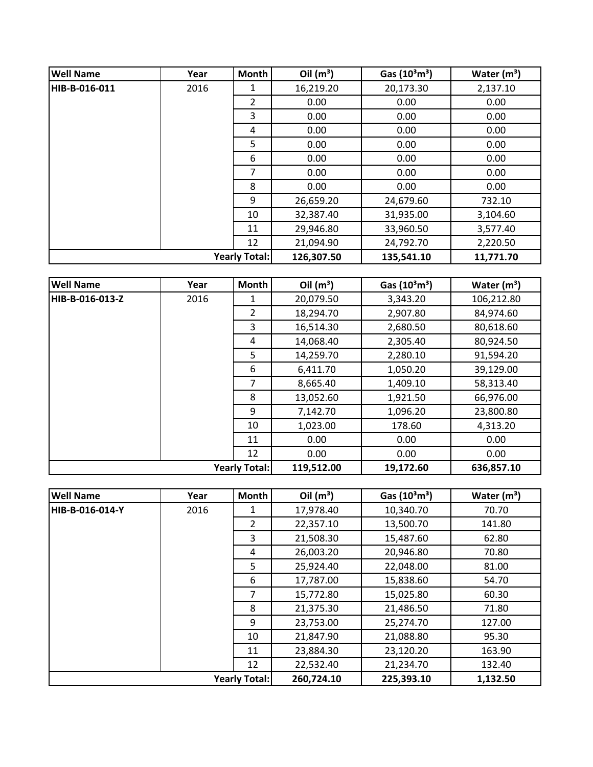| Well Name | Year | Month | Oil ($m^3$) | Gas ($10^3m^3$) | Water ($m^3$) |
|---|---|---|---|---|---|
| HIB-B-016-011 | 2016 | 1 | 16,219.20 | 20,173.30 | 2,137.10 |
| | | 2 | 0.00 | 0.00 | 0.00 |
| | | 3 | 0.00 | 0.00 | 0.00 |
| | | 4 | 0.00 | 0.00 | 0.00 |
| | | 5 | 0.00 | 0.00 | 0.00 |
| | | 6 | 0.00 | 0.00 | 0.00 |
| | | 7 | 0.00 | 0.00 | 0.00 |
| | | 8 | 0.00 | 0.00 | 0.00 |
| | | 9 | 26,659.20 | 24,679.60 | 732.10 |
| | | 10 | 32,387.40 | 31,935.00 | 3,104.60 |
| | | 11 | 29,946.80 | 33,960.50 | 3,577.40 |
| | | 12 | 21,094.90 | 24,792.70 | 2,220.50 |
| | | **Yearly Total:** | **126,307.50** | **135,541.10** | **11,771.70** |

| Well Name | Year | Month | Oil ($m^3$) | Gas ($10^3m^3$) | Water ($m^3$) |
|---|---|---|---|---|---|
| HIB-B-016-013-Z | 2016 | 1 | 20,079.50 | 3,343.20 | 106,212.80 |
| | | 2 | 18,294.70 | 2,907.80 | 84,974.60 |
| | | 3 | 16,514.30 | 2,680.50 | 80,618.60 |
| | | 4 | 14,068.40 | 2,305.40 | 80,924.50 |
| | | 5 | 14,259.70 | 2,280.10 | 91,594.20 |
| | | 6 | 6,411.70 | 1,050.20 | 39,129.00 |
| | | 7 | 8,665.40 | 1,409.10 | 58,313.40 |
| | | 8 | 13,052.60 | 1,921.50 | 66,976.00 |
| | | 9 | 7,142.70 | 1,096.20 | 23,800.80 |
| | | 10 | 1,023.00 | 178.60 | 4,313.20 |
| | | 11 | 0.00 | 0.00 | 0.00 |
| | | 12 | 0.00 | 0.00 | 0.00 |
| | | **Yearly Total:** | **119,512.00** | **19,172.60** | **636,857.10** |

| Well Name | Year | Month | Oil ($m^3$) | Gas ($10^3m^3$) | Water ($m^3$) |
|---|---|---|---|---|---|
| HIB-B-016-014-Y | 2016 | 1 | 17,978.40 | 10,340.70 | 70.70 |
| | | 2 | 22,357.10 | 13,500.70 | 141.80 |
| | | 3 | 21,508.30 | 15,487.60 | 62.80 |
| | | 4 | 26,003.20 | 20,946.80 | 70.80 |
| | | 5 | 25,924.40 | 22,048.00 | 81.00 |
| | | 6 | 17,787.00 | 15,838.60 | 54.70 |
| | | 7 | 15,772.80 | 15,025.80 | 60.30 |
| | | 8 | 21,375.30 | 21,486.50 | 71.80 |
| | | 9 | 23,753.00 | 25,274.70 | 127.00 |
| | | 10 | 21,847.90 | 21,088.80 | 95.30 |
| | | 11 | 23,884.30 | 23,120.20 | 163.90 |
| | | 12 | 22,532.40 | 21,234.70 | 132.40 |
| | | **Yearly Total:** | **260,724.10** | **225,393.10** | **1,132.50** |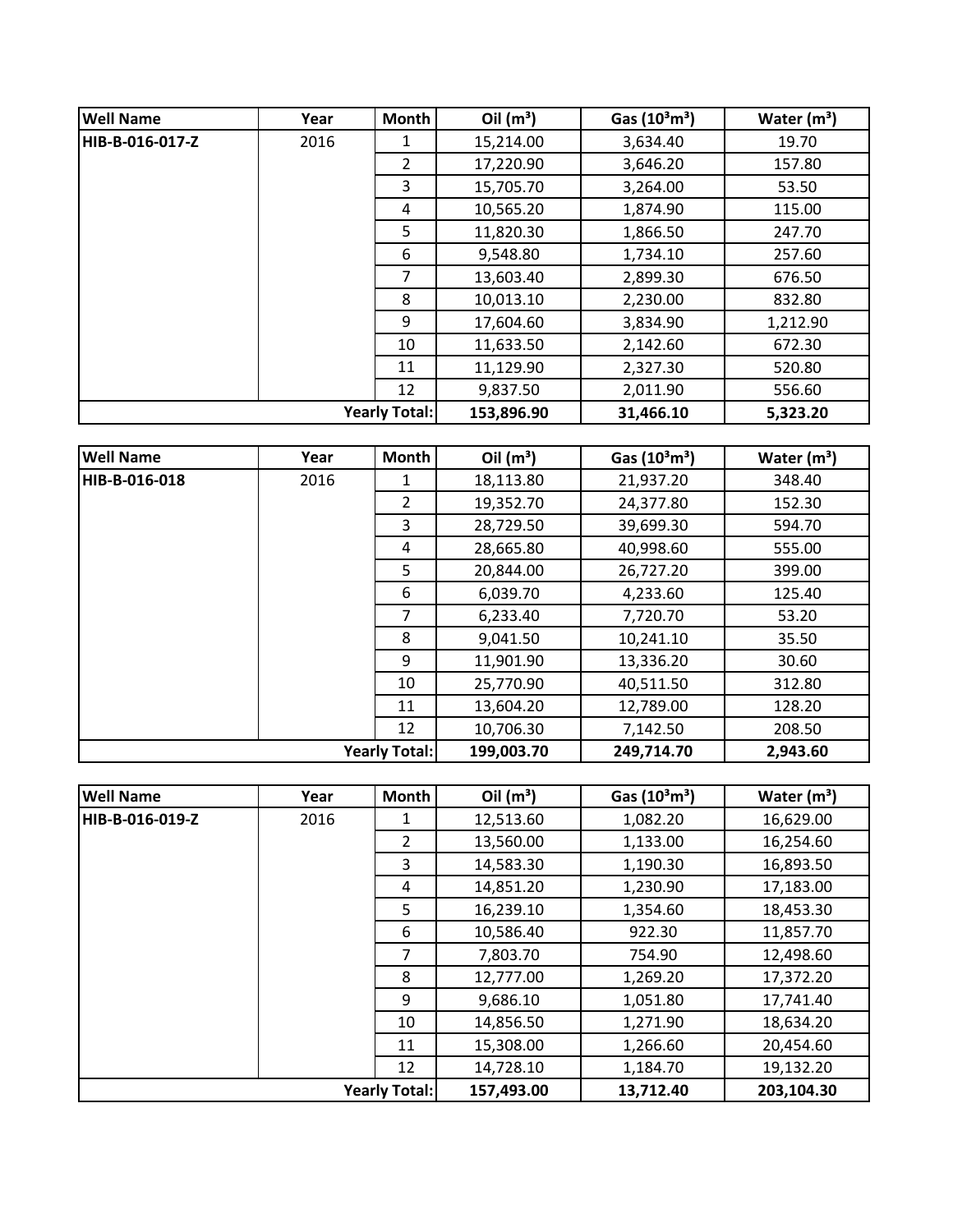| Well Name | Year | Month | Oil ($m^3$) | Gas ($10^3m^3$) | Water ($m^3$) |
|---|---|---|---|---|---|
| **HIB-B-016-017-Z** | 2016 | 1 | 15,214.00 | 3,634.40 | 19.70 |
| | | 2 | 17,220.90 | 3,646.20 | 157.80 |
| | | 3 | 15,705.70 | 3,264.00 | 53.50 |
| | | 4 | 10,565.20 | 1,874.90 | 115.00 |
| | | 5 | 11,820.30 | 1,866.50 | 247.70 |
| | | 6 | 9,548.80 | 1,734.10 | 257.60 |
| | | 7 | 13,603.40 | 2,899.30 | 676.50 |
| | | 8 | 10,013.10 | 2,230.00 | 832.80 |
| | | 9 | 17,604.60 | 3,834.90 | 1,212.90 |
| | | 10 | 11,633.50 | 2,142.60 | 672.30 |
| | | 11 | 11,129.90 | 2,327.30 | 520.80 |
| | | 12 | 9,837.50 | 2,011.90 | 556.60 |
| | | **Yearly Total:** | **153,896.90** | **31,466.10** | **5,323.20** |

| Well Name | Year | Month | Oil ($m^3$) | Gas ($10^3m^3$) | Water ($m^3$) |
|---|---|---|---|---|---|
| **HIB-B-016-018** | 2016 | 1 | 18,113.80 | 21,937.20 | 348.40 |
| | | 2 | 19,352.70 | 24,377.80 | 152.30 |
| | | 3 | 28,729.50 | 39,699.30 | 594.70 |
| | | 4 | 28,665.80 | 40,998.60 | 555.00 |
| | | 5 | 20,844.00 | 26,727.20 | 399.00 |
| | | 6 | 6,039.70 | 4,233.60 | 125.40 |
| | | 7 | 6,233.40 | 7,720.70 | 53.20 |
| | | 8 | 9,041.50 | 10,241.10 | 35.50 |
| | | 9 | 11,901.90 | 13,336.20 | 30.60 |
| | | 10 | 25,770.90 | 40,511.50 | 312.80 |
| | | 11 | 13,604.20 | 12,789.00 | 128.20 |
| | | 12 | 10,706.30 | 7,142.50 | 208.50 |
| | | **Yearly Total:** | **199,003.70** | **249,714.70** | **2,943.60** |

| Well Name | Year | Month | Oil ($m^3$) | Gas ($10^3m^3$) | Water ($m^3$) |
|---|---|---|---|---|---|
| **HIB-B-016-019-Z** | 2016 | 1 | 12,513.60 | 1,082.20 | 16,629.00 |
| | | 2 | 13,560.00 | 1,133.00 | 16,254.60 |
| | | 3 | 14,583.30 | 1,190.30 | 16,893.50 |
| | | 4 | 14,851.20 | 1,230.90 | 17,183.00 |
| | | 5 | 16,239.10 | 1,354.60 | 18,453.30 |
| | | 6 | 10,586.40 | 922.30 | 11,857.70 |
| | | 7 | 7,803.70 | 754.90 | 12,498.60 |
| | | 8 | 12,777.00 | 1,269.20 | 17,372.20 |
| | | 9 | 9,686.10 | 1,051.80 | 17,741.40 |
| | | 10 | 14,856.50 | 1,271.90 | 18,634.20 |
| | | 11 | 15,308.00 | 1,266.60 | 20,454.60 |
| | | 12 | 14,728.10 | 1,184.70 | 19,132.20 |
| | | **Yearly Total:** | **157,493.00** | **13,712.40** | **203,104.30** |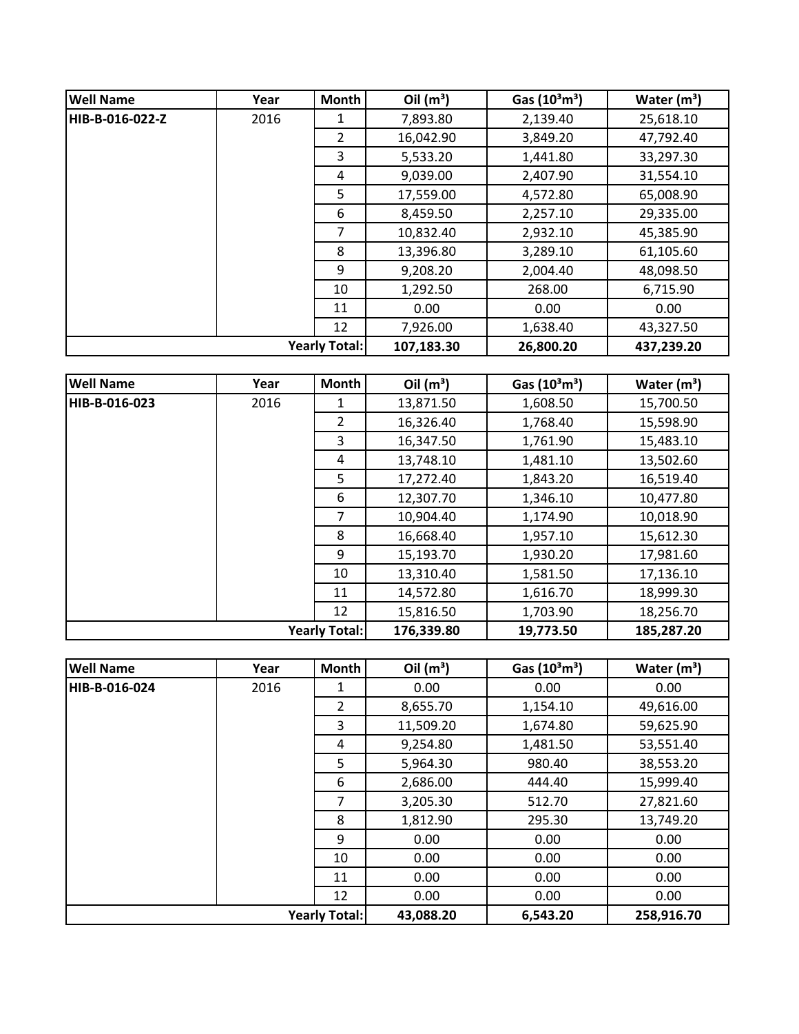| Well Name | Year | Month | Oil ($m^3$) | Gas ($10^3m^3$) | Water ($m^3$) |
|---|---|---|---|---|---|
| HIB-B-016-022-Z | 2016 | 1 | 7,893.80 | 2,139.40 | 25,618.10 |
| | | 2 | 16,042.90 | 3,849.20 | 47,792.40 |
| | | 3 | 5,533.20 | 1,441.80 | 33,297.30 |
| | | 4 | 9,039.00 | 2,407.90 | 31,554.10 |
| | | 5 | 17,559.00 | 4,572.80 | 65,008.90 |
| | | 6 | 8,459.50 | 2,257.10 | 29,335.00 |
| | | 7 | 10,832.40 | 2,932.10 | 45,385.90 |
| | | 8 | 13,396.80 | 3,289.10 | 61,105.60 |
| | | 9 | 9,208.20 | 2,004.40 | 48,098.50 |
| | | 10 | 1,292.50 | 268.00 | 6,715.90 |
| | | 11 | 0.00 | 0.00 | 0.00 |
| | | 12 | 7,926.00 | 1,638.40 | 43,327.50 |
| | | **Yearly Total:** | **107,183.30** | **26,800.20** | **437,239.20** |

| Well Name | Year | Month | Oil ($m^3$) | Gas ($10^3m^3$) | Water ($m^3$) |
|---|---|---|---|---|---|
| HIB-B-016-023 | 2016 | 1 | 13,871.50 | 1,608.50 | 15,700.50 |
| | | 2 | 16,326.40 | 1,768.40 | 15,598.90 |
| | | 3 | 16,347.50 | 1,761.90 | 15,483.10 |
| | | 4 | 13,748.10 | 1,481.10 | 13,502.60 |
| | | 5 | 17,272.40 | 1,843.20 | 16,519.40 |
| | | 6 | 12,307.70 | 1,346.10 | 10,477.80 |
| | | 7 | 10,904.40 | 1,174.90 | 10,018.90 |
| | | 8 | 16,668.40 | 1,957.10 | 15,612.30 |
| | | 9 | 15,193.70 | 1,930.20 | 17,981.60 |
| | | 10 | 13,310.40 | 1,581.50 | 17,136.10 |
| | | 11 | 14,572.80 | 1,616.70 | 18,999.30 |
| | | 12 | 15,816.50 | 1,703.90 | 18,256.70 |
| | | **Yearly Total:** | **176,339.80** | **19,773.50** | **185,287.20** |

| Well Name | Year | Month | Oil ($m^3$) | Gas ($10^3m^3$) | Water ($m^3$) |
|---|---|---|---|---|---|
| HIB-B-016-024 | 2016 | 1 | 0.00 | 0.00 | 0.00 |
| | | 2 | 8,655.70 | 1,154.10 | 49,616.00 |
| | | 3 | 11,509.20 | 1,674.80 | 59,625.90 |
| | | 4 | 9,254.80 | 1,481.50 | 53,551.40 |
| | | 5 | 5,964.30 | 980.40 | 38,553.20 |
| | | 6 | 2,686.00 | 444.40 | 15,999.40 |
| | | 7 | 3,205.30 | 512.70 | 27,821.60 |
| | | 8 | 1,812.90 | 295.30 | 13,749.20 |
| | | 9 | 0.00 | 0.00 | 0.00 |
| | | 10 | 0.00 | 0.00 | 0.00 |
| | | 11 | 0.00 | 0.00 | 0.00 |
| | | 12 | 0.00 | 0.00 | 0.00 |
| | | **Yearly Total:** | **43,088.20** | **6,543.20** | **258,916.70** |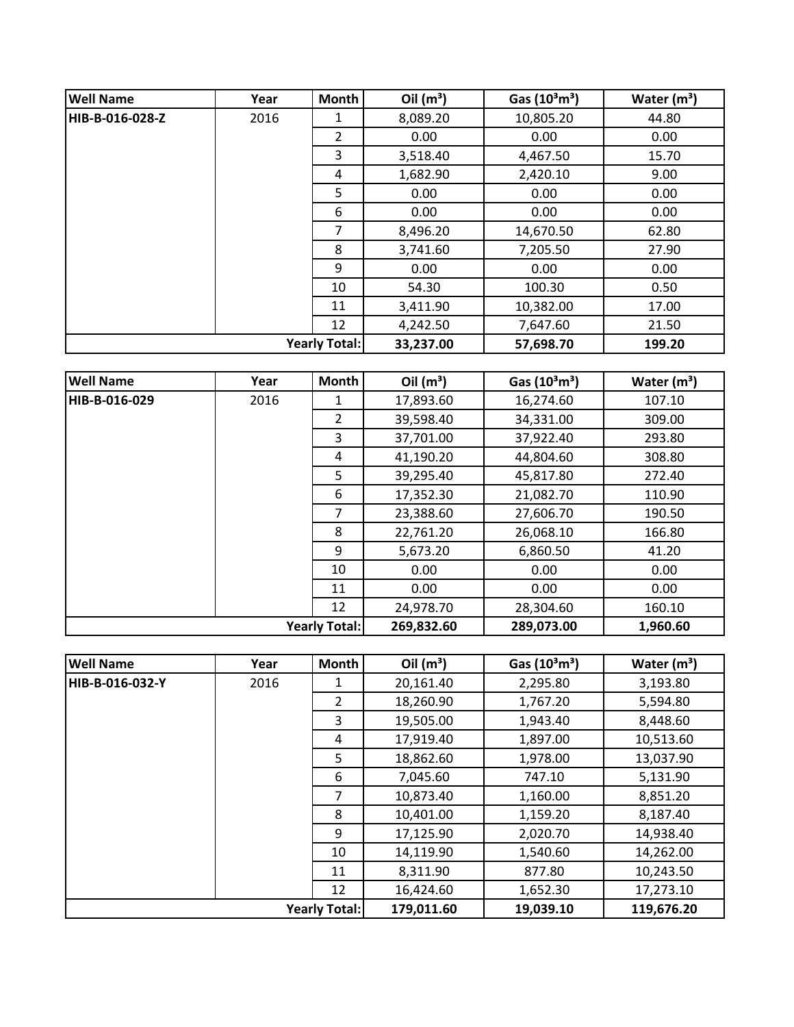| Well Name | Year | Month | Oil ($m^3$) | Gas ($10^3m^3$) | Water ($m^3$) |
|---|---|---|---|---|---|
| HIB-B-016-028-Z | 2016 | 1 | 8,089.20 | 10,805.20 | 44.80 |
| | | 2 | 0.00 | 0.00 | 0.00 |
| | | 3 | 3,518.40 | 4,467.50 | 15.70 |
| | | 4 | 1,682.90 | 2,420.10 | 9.00 |
| | | 5 | 0.00 | 0.00 | 0.00 |
| | | 6 | 0.00 | 0.00 | 0.00 |
| | | 7 | 8,496.20 | 14,670.50 | 62.80 |
| | | 8 | 3,741.60 | 7,205.50 | 27.90 |
| | | 9 | 0.00 | 0.00 | 0.00 |
| | | 10 | 54.30 | 100.30 | 0.50 |
| | | 11 | 3,411.90 | 10,382.00 | 17.00 |
| | | 12 | 4,242.50 | 7,647.60 | 21.50 |
| | | **Yearly Total:** | **33,237.00** | **57,698.70** | **199.20** |

| Well Name | Year | Month | Oil ($m^3$) | Gas ($10^3m^3$) | Water ($m^3$) |
|---|---|---|---|---|---|
| HIB-B-016-029 | 2016 | 1 | 17,893.60 | 16,274.60 | 107.10 |
| | | 2 | 39,598.40 | 34,331.00 | 309.00 |
| | | 3 | 37,701.00 | 37,922.40 | 293.80 |
| | | 4 | 41,190.20 | 44,804.60 | 308.80 |
| | | 5 | 39,295.40 | 45,817.80 | 272.40 |
| | | 6 | 17,352.30 | 21,082.70 | 110.90 |
| | | 7 | 23,388.60 | 27,606.70 | 190.50 |
| | | 8 | 22,761.20 | 26,068.10 | 166.80 |
| | | 9 | 5,673.20 | 6,860.50 | 41.20 |
| | | 10 | 0.00 | 0.00 | 0.00 |
| | | 11 | 0.00 | 0.00 | 0.00 |
| | | 12 | 24,978.70 | 28,304.60 | 160.10 |
| | | **Yearly Total:** | **269,832.60** | **289,073.00** | **1,960.60** |

| Well Name | Year | Month | Oil ($m^3$) | Gas ($10^3m^3$) | Water ($m^3$) |
|---|---|---|---|---|---|
| HIB-B-016-032-Y | 2016 | 1 | 20,161.40 | 2,295.80 | 3,193.80 |
| | | 2 | 18,260.90 | 1,767.20 | 5,594.80 |
| | | 3 | 19,505.00 | 1,943.40 | 8,448.60 |
| | | 4 | 17,919.40 | 1,897.00 | 10,513.60 |
| | | 5 | 18,862.60 | 1,978.00 | 13,037.90 |
| | | 6 | 7,045.60 | 747.10 | 5,131.90 |
| | | 7 | 10,873.40 | 1,160.00 | 8,851.20 |
| | | 8 | 10,401.00 | 1,159.20 | 8,187.40 |
| | | 9 | 17,125.90 | 2,020.70 | 14,938.40 |
| | | 10 | 14,119.90 | 1,540.60 | 14,262.00 |
| | | 11 | 8,311.90 | 877.80 | 10,243.50 |
| | | 12 | 16,424.60 | 1,652.30 | 17,273.10 |
| | | **Yearly Total:** | **179,011.60** | **19,039.10** | **119,676.20** |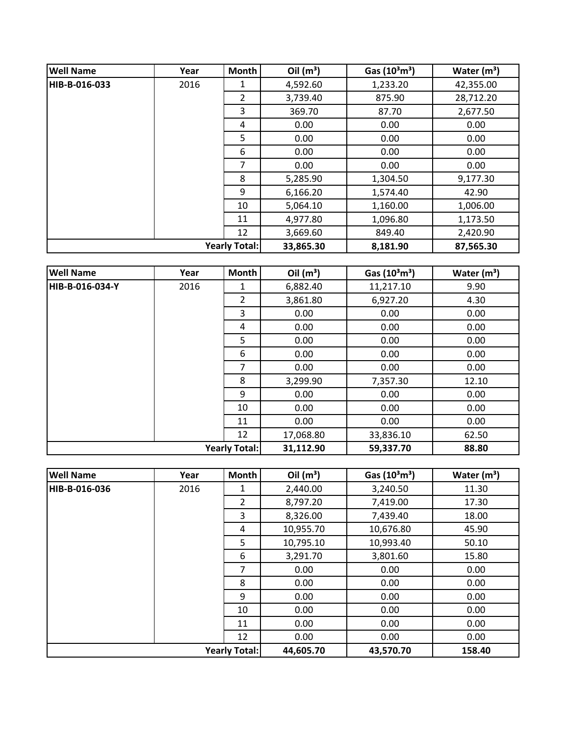| Well Name | Year | Month | Oil ($m^3$) | Gas ($10^3m^3$) | Water ($m^3$) |
|---|---|---|---|---|---|
| HIB-B-016-033 | 2016 | 1 | 4,592.60 | 1,233.20 | 42,355.00 |
| | | 2 | 3,739.40 | 875.90 | 28,712.20 |
| | | 3 | 369.70 | 87.70 | 2,677.50 |
| | | 4 | 0.00 | 0.00 | 0.00 |
| | | 5 | 0.00 | 0.00 | 0.00 |
| | | 6 | 0.00 | 0.00 | 0.00 |
| | | 7 | 0.00 | 0.00 | 0.00 |
| | | 8 | 5,285.90 | 1,304.50 | 9,177.30 |
| | | 9 | 6,166.20 | 1,574.40 | 42.90 |
| | | 10 | 5,064.10 | 1,160.00 | 1,006.00 |
| | | 11 | 4,977.80 | 1,096.80 | 1,173.50 |
| | | 12 | 3,669.60 | 849.40 | 2,420.90 |
| | | **Yearly Total:** | **33,865.30** | **8,181.90** | **87,565.30** |

| Well Name | Year | Month | Oil ($m^3$) | Gas ($10^3m^3$) | Water ($m^3$) |
|---|---|---|---|---|---|
| HIB-B-016-034-Y | 2016 | 1 | 6,882.40 | 11,217.10 | 9.90 |
| | | 2 | 3,861.80 | 6,927.20 | 4.30 |
| | | 3 | 0.00 | 0.00 | 0.00 |
| | | 4 | 0.00 | 0.00 | 0.00 |
| | | 5 | 0.00 | 0.00 | 0.00 |
| | | 6 | 0.00 | 0.00 | 0.00 |
| | | 7 | 0.00 | 0.00 | 0.00 |
| | | 8 | 3,299.90 | 7,357.30 | 12.10 |
| | | 9 | 0.00 | 0.00 | 0.00 |
| | | 10 | 0.00 | 0.00 | 0.00 |
| | | 11 | 0.00 | 0.00 | 0.00 |
| | | 12 | 17,068.80 | 33,836.10 | 62.50 |
| | | **Yearly Total:** | **31,112.90** | **59,337.70** | **88.80** |

| Well Name | Year | Month | Oil ($m^3$) | Gas ($10^3m^3$) | Water ($m^3$) |
|---|---|---|---|---|---|
| HIB-B-016-036 | 2016 | 1 | 2,440.00 | 3,240.50 | 11.30 |
| | | 2 | 8,797.20 | 7,419.00 | 17.30 |
| | | 3 | 8,326.00 | 7,439.40 | 18.00 |
| | | 4 | 10,955.70 | 10,676.80 | 45.90 |
| | | 5 | 10,795.10 | 10,993.40 | 50.10 |
| | | 6 | 3,291.70 | 3,801.60 | 15.80 |
| | | 7 | 0.00 | 0.00 | 0.00 |
| | | 8 | 0.00 | 0.00 | 0.00 |
| | | 9 | 0.00 | 0.00 | 0.00 |
| | | 10 | 0.00 | 0.00 | 0.00 |
| | | 11 | 0.00 | 0.00 | 0.00 |
| | | 12 | 0.00 | 0.00 | 0.00 |
| | | **Yearly Total:** | **44,605.70** | **43,570.70** | **158.40** |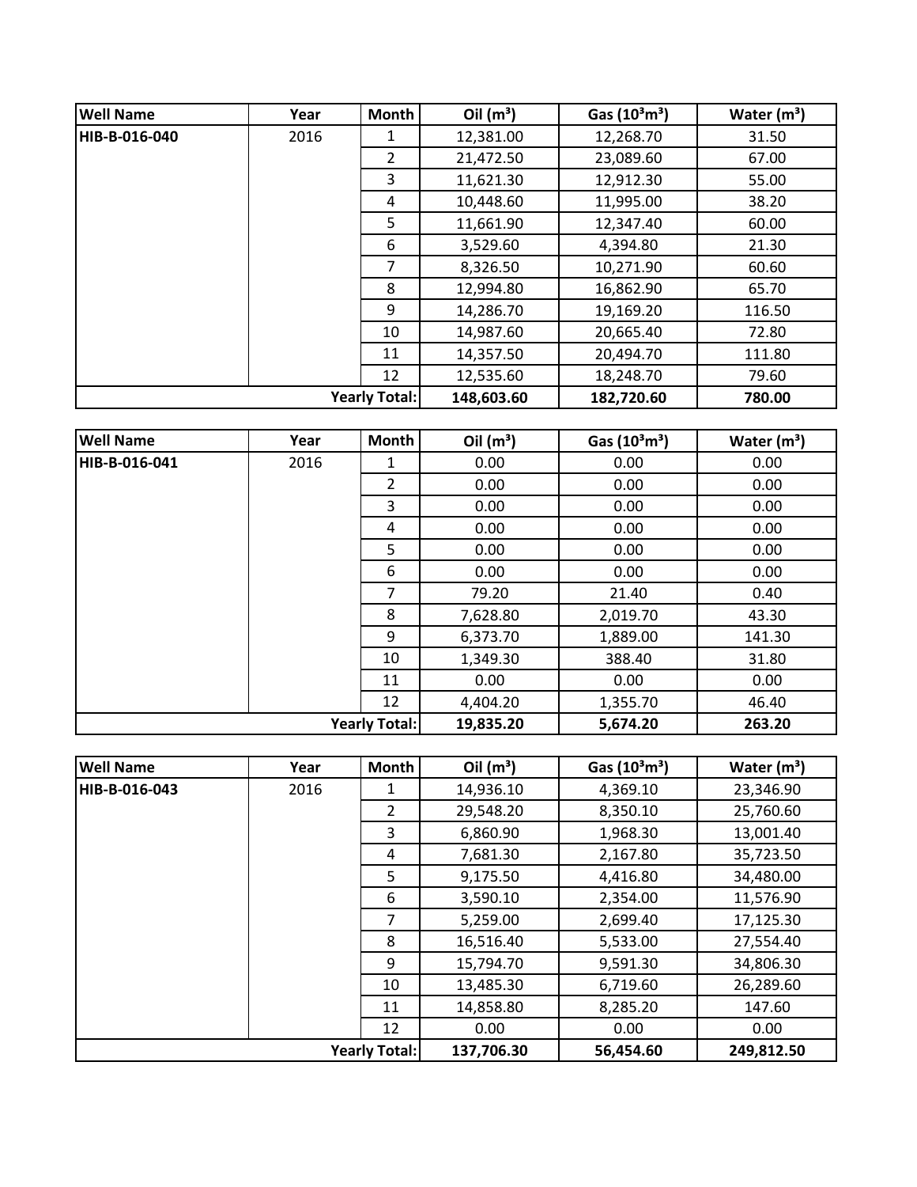| Well Name | Year | Month | Oil ($m^3$) | Gas ($10^3m^3$) | Water ($m^3$) |
| --- | --- | --- | --- | --- | --- |
| HIB-B-016-040 | 2016 | 1 | 12,381.00 | 12,268.70 | 31.50 |
| | | 2 | 21,472.50 | 23,089.60 | 67.00 |
| | | 3 | 11,621.30 | 12,912.30 | 55.00 |
| | | 4 | 10,448.60 | 11,995.00 | 38.20 |
| | | 5 | 11,661.90 | 12,347.40 | 60.00 |
| | | 6 | 3,529.60 | 4,394.80 | 21.30 |
| | | 7 | 8,326.50 | 10,271.90 | 60.60 |
| | | 8 | 12,994.80 | 16,862.90 | 65.70 |
| | | 9 | 14,286.70 | 19,169.20 | 116.50 |
| | | 10 | 14,987.60 | 20,665.40 | 72.80 |
| | | 11 | 14,357.50 | 20,494.70 | 111.80 |
| | | 12 | 12,535.60 | 18,248.70 | 79.60 |
| | | **Yearly Total:** | **148,603.60** | **182,720.60** | **780.00** |

| Well Name | Year | Month | Oil ($m^3$) | Gas ($10^3m^3$) | Water ($m^3$) |
| --- | --- | --- | --- | --- | --- |
| HIB-B-016-041 | 2016 | 1 | 0.00 | 0.00 | 0.00 |
| | | 2 | 0.00 | 0.00 | 0.00 |
| | | 3 | 0.00 | 0.00 | 0.00 |
| | | 4 | 0.00 | 0.00 | 0.00 |
| | | 5 | 0.00 | 0.00 | 0.00 |
| | | 6 | 0.00 | 0.00 | 0.00 |
| | | 7 | 79.20 | 21.40 | 0.40 |
| | | 8 | 7,628.80 | 2,019.70 | 43.30 |
| | | 9 | 6,373.70 | 1,889.00 | 141.30 |
| | | 10 | 1,349.30 | 388.40 | 31.80 |
| | | 11 | 0.00 | 0.00 | 0.00 |
| | | 12 | 4,404.20 | 1,355.70 | 46.40 |
| | | **Yearly Total:** | **19,835.20** | **5,674.20** | **263.20** |

| Well Name | Year | Month | Oil ($m^3$) | Gas ($10^3m^3$) | Water ($m^3$) |
| --- | --- | --- | --- | --- | --- |
| HIB-B-016-043 | 2016 | 1 | 14,936.10 | 4,369.10 | 23,346.90 |
| | | 2 | 29,548.20 | 8,350.10 | 25,760.60 |
| | | 3 | 6,860.90 | 1,968.30 | 13,001.40 |
| | | 4 | 7,681.30 | 2,167.80 | 35,723.50 |
| | | 5 | 9,175.50 | 4,416.80 | 34,480.00 |
| | | 6 | 3,590.10 | 2,354.00 | 11,576.90 |
| | | 7 | 5,259.00 | 2,699.40 | 17,125.30 |
| | | 8 | 16,516.40 | 5,533.00 | 27,554.40 |
| | | 9 | 15,794.70 | 9,591.30 | 34,806.30 |
| | | 10 | 13,485.30 | 6,719.60 | 26,289.60 |
| | | 11 | 14,858.80 | 8,285.20 | 147.60 |
| | | 12 | 0.00 | 0.00 | 0.00 |
| | | **Yearly Total:** | **137,706.30** | **56,454.60** | **249,812.50** |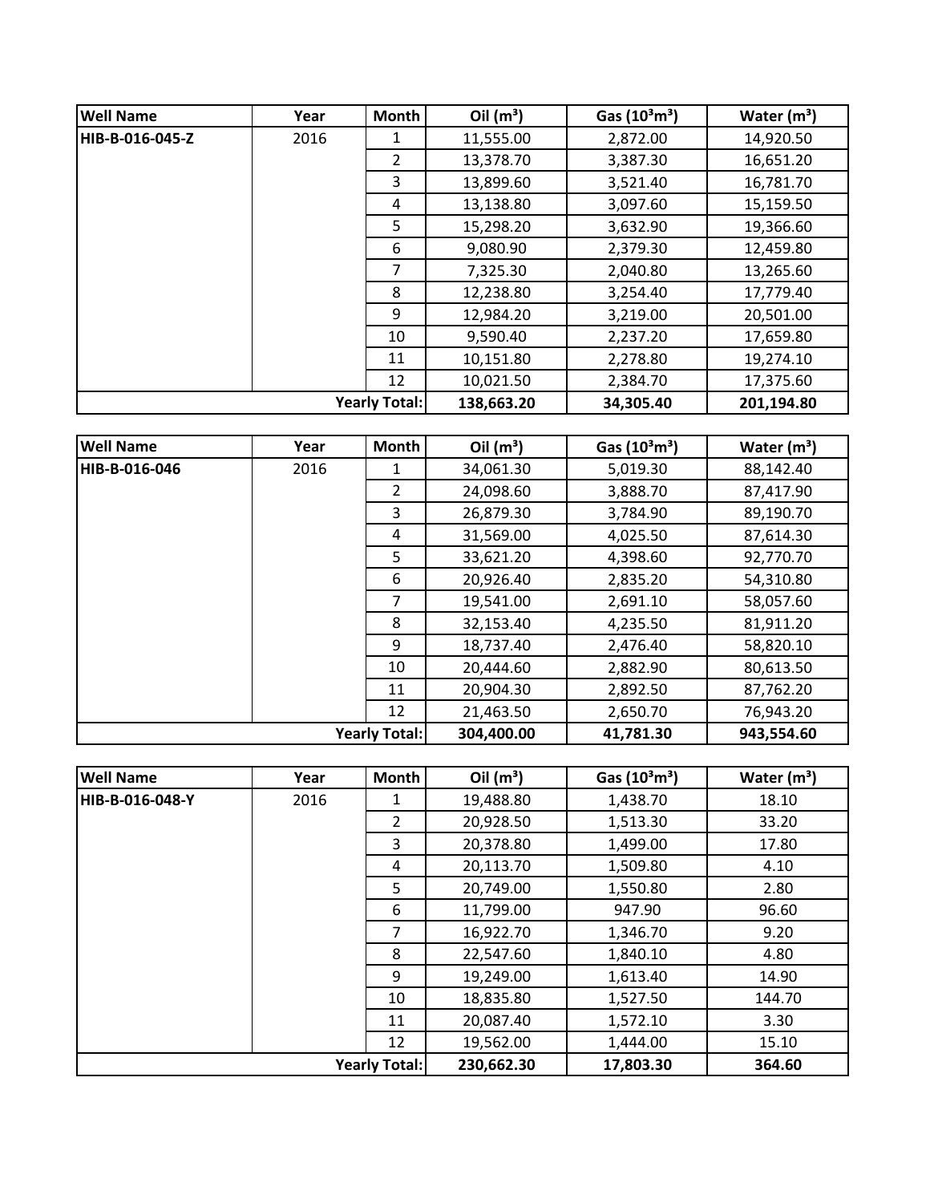| Well Name | Year | Month | Oil ($m^3$) | Gas ($10^3m^3$) | Water ($m^3$) |
|---|---|---|---|---|---|
| HIB-B-016-045-Z | 2016 | 1 | 11,555.00 | 2,872.00 | 14,920.50 |
| | | 2 | 13,378.70 | 3,387.30 | 16,651.20 |
| | | 3 | 13,899.60 | 3,521.40 | 16,781.70 |
| | | 4 | 13,138.80 | 3,097.60 | 15,159.50 |
| | | 5 | 15,298.20 | 3,632.90 | 19,366.60 |
| | | 6 | 9,080.90 | 2,379.30 | 12,459.80 |
| | | 7 | 7,325.30 | 2,040.80 | 13,265.60 |
| | | 8 | 12,238.80 | 3,254.40 | 17,779.40 |
| | | 9 | 12,984.20 | 3,219.00 | 20,501.00 |
| | | 10 | 9,590.40 | 2,237.20 | 17,659.80 |
| | | 11 | 10,151.80 | 2,278.80 | 19,274.10 |
| | | 12 | 10,021.50 | 2,384.70 | 17,375.60 |
| | | **Yearly Total:** | **138,663.20** | **34,305.40** | **201,194.80** |

| Well Name | Year | Month | Oil ($m^3$) | Gas ($10^3m^3$) | Water ($m^3$) |
|---|---|---|---|---|---|
| HIB-B-016-046 | 2016 | 1 | 34,061.30 | 5,019.30 | 88,142.40 |
| | | 2 | 24,098.60 | 3,888.70 | 87,417.90 |
| | | 3 | 26,879.30 | 3,784.90 | 89,190.70 |
| | | 4 | 31,569.00 | 4,025.50 | 87,614.30 |
| | | 5 | 33,621.20 | 4,398.60 | 92,770.70 |
| | | 6 | 20,926.40 | 2,835.20 | 54,310.80 |
| | | 7 | 19,541.00 | 2,691.10 | 58,057.60 |
| | | 8 | 32,153.40 | 4,235.50 | 81,911.20 |
| | | 9 | 18,737.40 | 2,476.40 | 58,820.10 |
| | | 10 | 20,444.60 | 2,882.90 | 80,613.50 |
| | | 11 | 20,904.30 | 2,892.50 | 87,762.20 |
| | | 12 | 21,463.50 | 2,650.70 | 76,943.20 |
| | | **Yearly Total:** | **304,400.00** | **41,781.30** | **943,554.60** |

| Well Name | Year | Month | Oil ($m^3$) | Gas ($10^3m^3$) | Water ($m^3$) |
|---|---|---|---|---|---|
| HIB-B-016-048-Y | 2016 | 1 | 19,488.80 | 1,438.70 | 18.10 |
| | | 2 | 20,928.50 | 1,513.30 | 33.20 |
| | | 3 | 20,378.80 | 1,499.00 | 17.80 |
| | | 4 | 20,113.70 | 1,509.80 | 4.10 |
| | | 5 | 20,749.00 | 1,550.80 | 2.80 |
| | | 6 | 11,799.00 | 947.90 | 96.60 |
| | | 7 | 16,922.70 | 1,346.70 | 9.20 |
| | | 8 | 22,547.60 | 1,840.10 | 4.80 |
| | | 9 | 19,249.00 | 1,613.40 | 14.90 |
| | | 10 | 18,835.80 | 1,527.50 | 144.70 |
| | | 11 | 20,087.40 | 1,572.10 | 3.30 |
| | | 12 | 19,562.00 | 1,444.00 | 15.10 |
| | | **Yearly Total:** | **230,662.30** | **17,803.30** | **364.60** |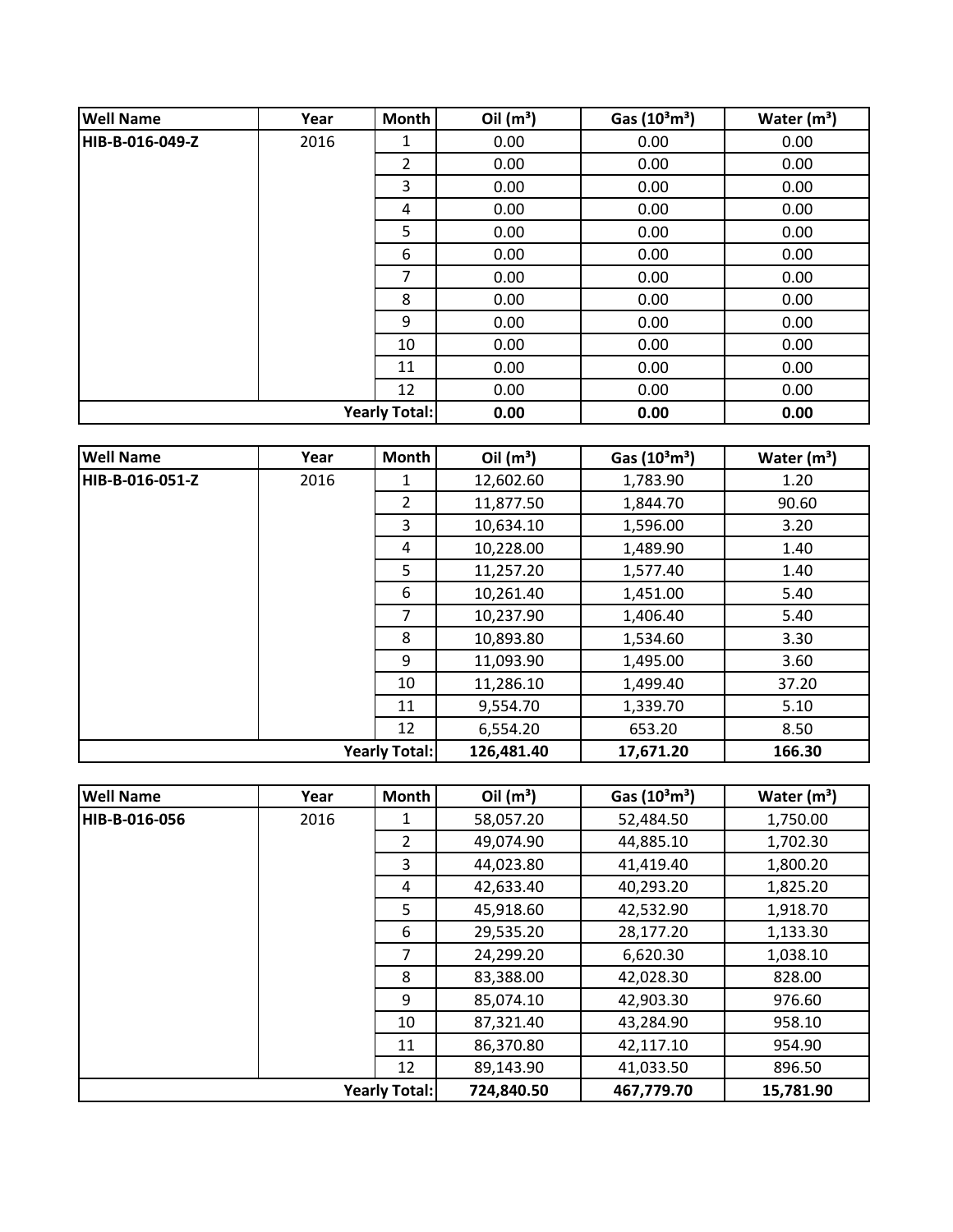| Well Name | Year | Month | Oil (m³) | Gas (10³m³) | Water (m³) |
|---|---|---|---|---|---|
| HIB-B-016-049-Z | 2016 | 1 | 0.00 | 0.00 | 0.00 |
| | | 2 | 0.00 | 0.00 | 0.00 |
| | | 3 | 0.00 | 0.00 | 0.00 |
| | | 4 | 0.00 | 0.00 | 0.00 |
| | | 5 | 0.00 | 0.00 | 0.00 |
| | | 6 | 0.00 | 0.00 | 0.00 |
| | | 7 | 0.00 | 0.00 | 0.00 |
| | | 8 | 0.00 | 0.00 | 0.00 |
| | | 9 | 0.00 | 0.00 | 0.00 |
| | | 10 | 0.00 | 0.00 | 0.00 |
| | | 11 | 0.00 | 0.00 | 0.00 |
| | | 12 | 0.00 | 0.00 | 0.00 |
| | | **Yearly Total:** | **0.00** | **0.00** | **0.00** |

| Well Name | Year | Month | Oil (m³) | Gas (10³m³) | Water (m³) |
|---|---|---|---|---|---|
| HIB-B-016-051-Z | 2016 | 1 | 12,602.60 | 1,783.90 | 1.20 |
| | | 2 | 11,877.50 | 1,844.70 | 90.60 |
| | | 3 | 10,634.10 | 1,596.00 | 3.20 |
| | | 4 | 10,228.00 | 1,489.90 | 1.40 |
| | | 5 | 11,257.20 | 1,577.40 | 1.40 |
| | | 6 | 10,261.40 | 1,451.00 | 5.40 |
| | | 7 | 10,237.90 | 1,406.40 | 5.40 |
| | | 8 | 10,893.80 | 1,534.60 | 3.30 |
| | | 9 | 11,093.90 | 1,495.00 | 3.60 |
| | | 10 | 11,286.10 | 1,499.40 | 37.20 |
| | | 11 | 9,554.70 | 1,339.70 | 5.10 |
| | | 12 | 6,554.20 | 653.20 | 8.50 |
| | | **Yearly Total:** | **126,481.40** | **17,671.20** | **166.30** |

| Well Name | Year | Month | Oil (m³) | Gas (10³m³) | Water (m³) |
|---|---|---|---|---|---|
| HIB-B-016-056 | 2016 | 1 | 58,057.20 | 52,484.50 | 1,750.00 |
| | | 2 | 49,074.90 | 44,885.10 | 1,702.30 |
| | | 3 | 44,023.80 | 41,419.40 | 1,800.20 |
| | | 4 | 42,633.40 | 40,293.20 | 1,825.20 |
| | | 5 | 45,918.60 | 42,532.90 | 1,918.70 |
| | | 6 | 29,535.20 | 28,177.20 | 1,133.30 |
| | | 7 | 24,299.20 | 6,620.30 | 1,038.10 |
| | | 8 | 83,388.00 | 42,028.30 | 828.00 |
| | | 9 | 85,074.10 | 42,903.30 | 976.60 |
| | | 10 | 87,321.40 | 43,284.90 | 958.10 |
| | | 11 | 86,370.80 | 42,117.10 | 954.90 |
| | | 12 | 89,143.90 | 41,033.50 | 896.50 |
| | | **Yearly Total:** | **724,840.50** | **467,779.70** | **15,781.90** |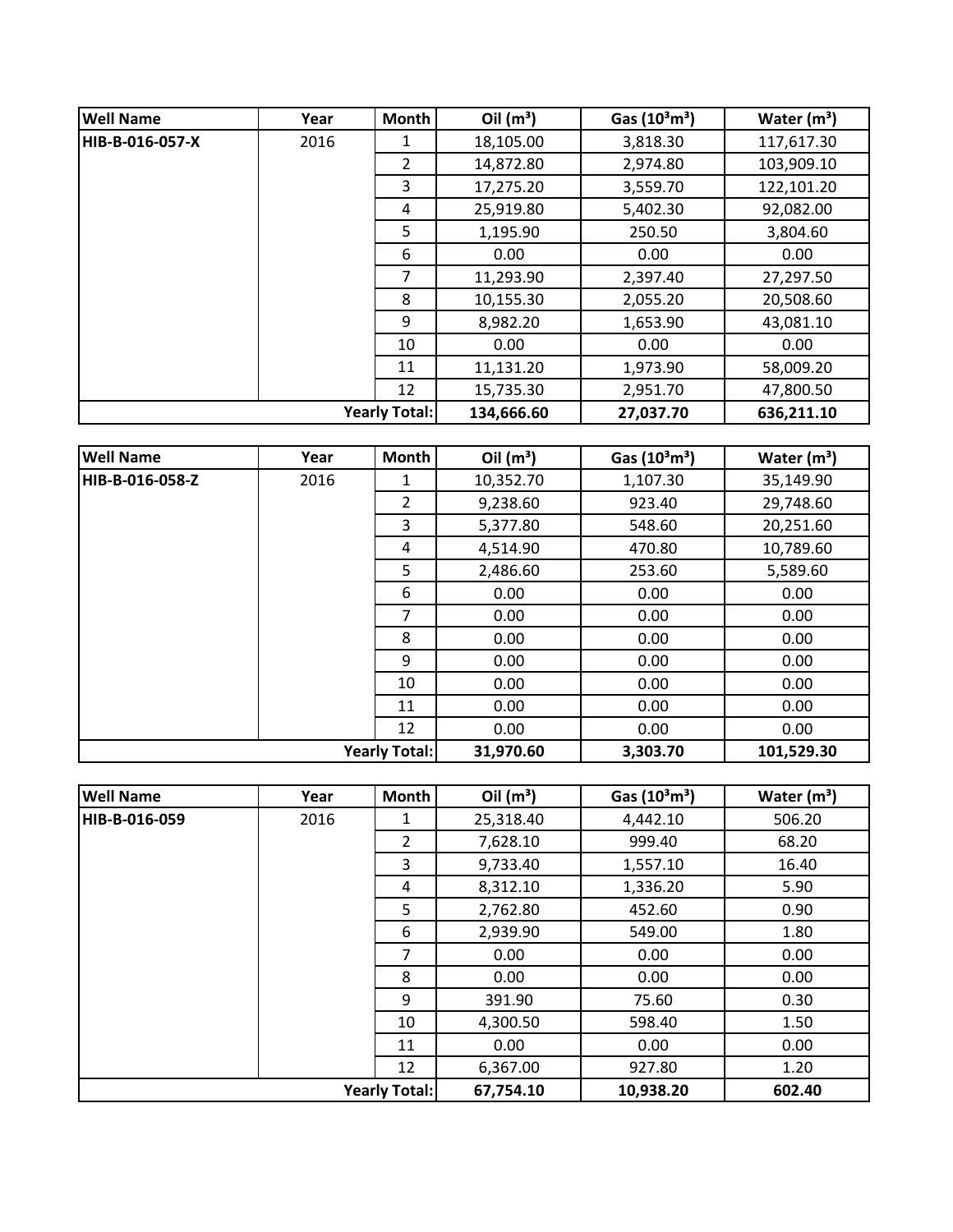| Well Name | Year | Month | Oil ($m^3$) | Gas ($10^3m^3$) | Water ($m^3$) |
|---|---|---|---|---|---|
| HIB-B-016-057-X | 2016 | 1 | 18,105.00 | 3,818.30 | 117,617.30 |
| | | 2 | 14,872.80 | 2,974.80 | 103,909.10 |
| | | 3 | 17,275.20 | 3,559.70 | 122,101.20 |
| | | 4 | 25,919.80 | 5,402.30 | 92,082.00 |
| | | 5 | 1,195.90 | 250.50 | 3,804.60 |
| | | 6 | 0.00 | 0.00 | 0.00 |
| | | 7 | 11,293.90 | 2,397.40 | 27,297.50 |
| | | 8 | 10,155.30 | 2,055.20 | 20,508.60 |
| | | 9 | 8,982.20 | 1,653.90 | 43,081.10 |
| | | 10 | 0.00 | 0.00 | 0.00 |
| | | 11 | 11,131.20 | 1,973.90 | 58,009.20 |
| | | 12 | 15,735.30 | 2,951.70 | 47,800.50 |
| | | **Yearly Total:** | **134,666.60** | **27,037.70** | **636,211.10** |

| Well Name | Year | Month | Oil ($m^3$) | Gas ($10^3m^3$) | Water ($m^3$) |
|---|---|---|---|---|---|
| HIB-B-016-058-Z | 2016 | 1 | 10,352.70 | 1,107.30 | 35,149.90 |
| | | 2 | 9,238.60 | 923.40 | 29,748.60 |
| | | 3 | 5,377.80 | 548.60 | 20,251.60 |
| | | 4 | 4,514.90 | 470.80 | 10,789.60 |
| | | 5 | 2,486.60 | 253.60 | 5,589.60 |
| | | 6 | 0.00 | 0.00 | 0.00 |
| | | 7 | 0.00 | 0.00 | 0.00 |
| | | 8 | 0.00 | 0.00 | 0.00 |
| | | 9 | 0.00 | 0.00 | 0.00 |
| | | 10 | 0.00 | 0.00 | 0.00 |
| | | 11 | 0.00 | 0.00 | 0.00 |
| | | 12 | 0.00 | 0.00 | 0.00 |
| | | **Yearly Total:** | **31,970.60** | **3,303.70** | **101,529.30** |

| Well Name | Year | Month | Oil ($m^3$) | Gas ($10^3m^3$) | Water ($m^3$) |
|---|---|---|---|---|---|
| HIB-B-016-059 | 2016 | 1 | 25,318.40 | 4,442.10 | 506.20 |
| | | 2 | 7,628.10 | 999.40 | 68.20 |
| | | 3 | 9,733.40 | 1,557.10 | 16.40 |
| | | 4 | 8,312.10 | 1,336.20 | 5.90 |
| | | 5 | 2,762.80 | 452.60 | 0.90 |
| | | 6 | 2,939.90 | 549.00 | 1.80 |
| | | 7 | 0.00 | 0.00 | 0.00 |
| | | 8 | 0.00 | 0.00 | 0.00 |
| | | 9 | 391.90 | 75.60 | 0.30 |
| | | 10 | 4,300.50 | 598.40 | 1.50 |
| | | 11 | 0.00 | 0.00 | 0.00 |
| | | 12 | 6,367.00 | 927.80 | 1.20 |
| | | **Yearly Total:** | **67,754.10** | **10,938.20** | **602.40** |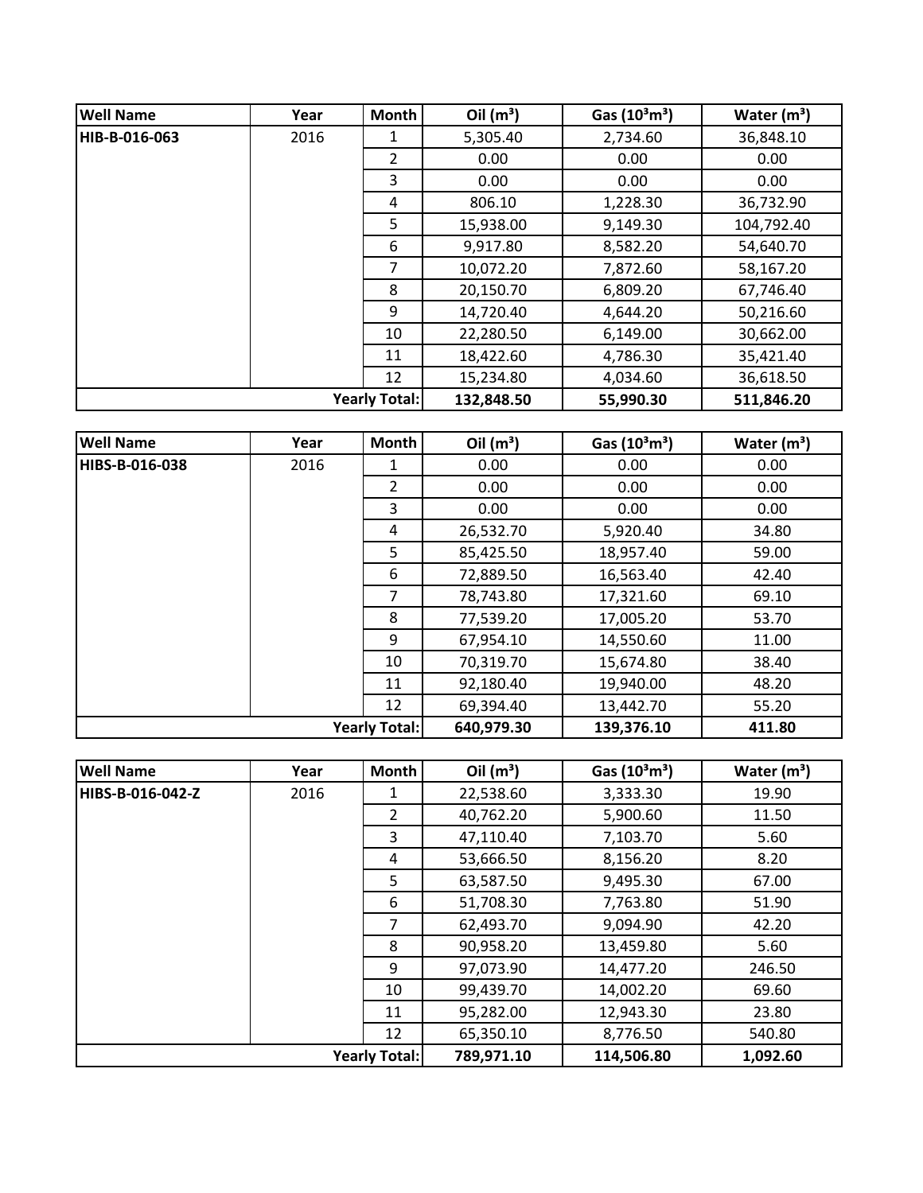| Well Name | Year | Month | Oil ($m^3$) | Gas ($10^3m^3$) | Water ($m^3$) |
|---|---|---|---|---|---|
| HIB-B-016-063 | 2016 | 1 | 5,305.40 | 2,734.60 | 36,848.10 |
| | | 2 | 0.00 | 0.00 | 0.00 |
| | | 3 | 0.00 | 0.00 | 0.00 |
| | | 4 | 806.10 | 1,228.30 | 36,732.90 |
| | | 5 | 15,938.00 | 9,149.30 | 104,792.40 |
| | | 6 | 9,917.80 | 8,582.20 | 54,640.70 |
| | | 7 | 10,072.20 | 7,872.60 | 58,167.20 |
| | | 8 | 20,150.70 | 6,809.20 | 67,746.40 |
| | | 9 | 14,720.40 | 4,644.20 | 50,216.60 |
| | | 10 | 22,280.50 | 6,149.00 | 30,662.00 |
| | | 11 | 18,422.60 | 4,786.30 | 35,421.40 |
| | | 12 | 15,234.80 | 4,034.60 | 36,618.50 |
| | | **Yearly Total:** | **132,848.50** | **55,990.30** | **511,846.20** |

| Well Name | Year | Month | Oil ($m^3$) | Gas ($10^3m^3$) | Water ($m^3$) |
|---|---|---|---|---|---|
| HIBS-B-016-038 | 2016 | 1 | 0.00 | 0.00 | 0.00 |
| | | 2 | 0.00 | 0.00 | 0.00 |
| | | 3 | 0.00 | 0.00 | 0.00 |
| | | 4 | 26,532.70 | 5,920.40 | 34.80 |
| | | 5 | 85,425.50 | 18,957.40 | 59.00 |
| | | 6 | 72,889.50 | 16,563.40 | 42.40 |
| | | 7 | 78,743.80 | 17,321.60 | 69.10 |
| | | 8 | 77,539.20 | 17,005.20 | 53.70 |
| | | 9 | 67,954.10 | 14,550.60 | 11.00 |
| | | 10 | 70,319.70 | 15,674.80 | 38.40 |
| | | 11 | 92,180.40 | 19,940.00 | 48.20 |
| | | 12 | 69,394.40 | 13,442.70 | 55.20 |
| | | **Yearly Total:** | **640,979.30** | **139,376.10** | **411.80** |

| Well Name | Year | Month | Oil ($m^3$) | Gas ($10^3m^3$) | Water ($m^3$) |
|---|---|---|---|---|---|
| HIBS-B-016-042-Z | 2016 | 1 | 22,538.60 | 3,333.30 | 19.90 |
| | | 2 | 40,762.20 | 5,900.60 | 11.50 |
| | | 3 | 47,110.40 | 7,103.70 | 5.60 |
| | | 4 | 53,666.50 | 8,156.20 | 8.20 |
| | | 5 | 63,587.50 | 9,495.30 | 67.00 |
| | | 6 | 51,708.30 | 7,763.80 | 51.90 |
| | | 7 | 62,493.70 | 9,094.90 | 42.20 |
| | | 8 | 90,958.20 | 13,459.80 | 5.60 |
| | | 9 | 97,073.90 | 14,477.20 | 246.50 |
| | | 10 | 99,439.70 | 14,002.20 | 69.60 |
| | | 11 | 95,282.00 | 12,943.30 | 23.80 |
| | | 12 | 65,350.10 | 8,776.50 | 540.80 |
| | | **Yearly Total:** | **789,971.10** | **114,506.80** | **1,092.60** |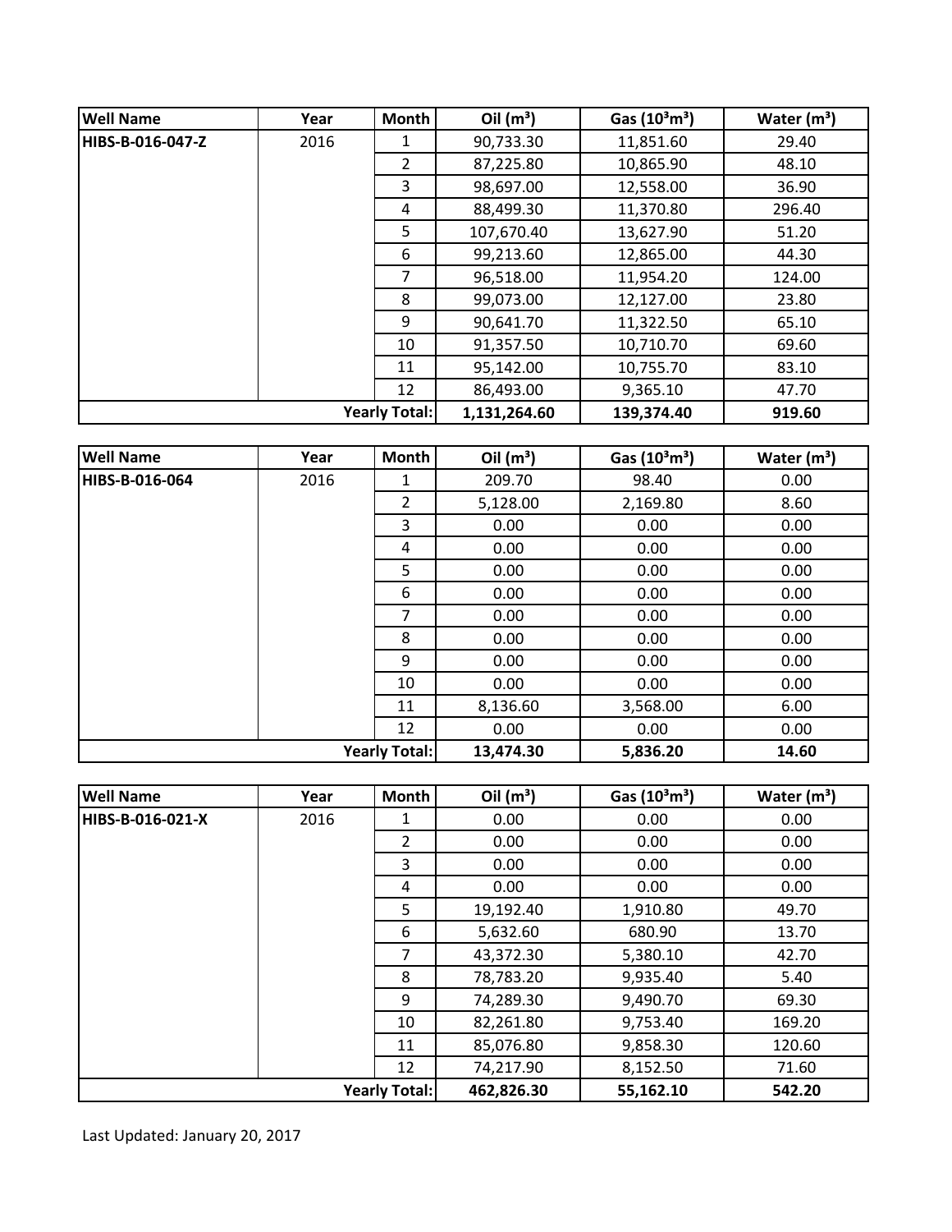| Well Name | Year | Month | Oil ($m^3$) | Gas ($10^3m^3$) | Water ($m^3$) |
|---|---|---|---|---|---|
| HIBS-B-016-047-Z | 2016 | 1 | 90,733.30 | 11,851.60 | 29.40 |
| | | 2 | 87,225.80 | 10,865.90 | 48.10 |
| | | 3 | 98,697.00 | 12,558.00 | 36.90 |
| | | 4 | 88,499.30 | 11,370.80 | 296.40 |
| | | 5 | 107,670.40 | 13,627.90 | 51.20 |
| | | 6 | 99,213.60 | 12,865.00 | 44.30 |
| | | 7 | 96,518.00 | 11,954.20 | 124.00 |
| | | 8 | 99,073.00 | 12,127.00 | 23.80 |
| | | 9 | 90,641.70 | 11,322.50 | 65.10 |
| | | 10 | 91,357.50 | 10,710.70 | 69.60 |
| | | 11 | 95,142.00 | 10,755.70 | 83.10 |
| | | 12 | 86,493.00 | 9,365.10 | 47.70 |
| | | **Yearly Total:** | **1,131,264.60** | **139,374.40** | **919.60** |

| Well Name | Year | Month | Oil ($m^3$) | Gas ($10^3m^3$) | Water ($m^3$) |
|---|---|---|---|---|---|
| HIBS-B-016-064 | 2016 | 1 | 209.70 | 98.40 | 0.00 |
| | | 2 | 5,128.00 | 2,169.80 | 8.60 |
| | | 3 | 0.00 | 0.00 | 0.00 |
| | | 4 | 0.00 | 0.00 | 0.00 |
| | | 5 | 0.00 | 0.00 | 0.00 |
| | | 6 | 0.00 | 0.00 | 0.00 |
| | | 7 | 0.00 | 0.00 | 0.00 |
| | | 8 | 0.00 | 0.00 | 0.00 |
| | | 9 | 0.00 | 0.00 | 0.00 |
| | | 10 | 0.00 | 0.00 | 0.00 |
| | | 11 | 8,136.60 | 3,568.00 | 6.00 |
| | | 12 | 0.00 | 0.00 | 0.00 |
| | | **Yearly Total:** | **13,474.30** | **5,836.20** | **14.60** |

| Well Name | Year | Month | Oil ($m^3$) | Gas ($10^3m^3$) | Water ($m^3$) |
|---|---|---|---|---|---|
| HIBS-B-016-021-X | 2016 | 1 | 0.00 | 0.00 | 0.00 |
| | | 2 | 0.00 | 0.00 | 0.00 |
| | | 3 | 0.00 | 0.00 | 0.00 |
| | | 4 | 0.00 | 0.00 | 0.00 |
| | | 5 | 19,192.40 | 1,910.80 | 49.70 |
| | | 6 | 5,632.60 | 680.90 | 13.70 |
| | | 7 | 43,372.30 | 5,380.10 | 42.70 |
| | | 8 | 78,783.20 | 9,935.40 | 5.40 |
| | | 9 | 74,289.30 | 9,490.70 | 69.30 |
| | | 10 | 82,261.80 | 9,753.40 | 169.20 |
| | | 11 | 85,076.80 | 9,858.30 | 120.60 |
| | | 12 | 74,217.90 | 8,152.50 | 71.60 |
| | | **Yearly Total:** | **462,826.30** | **55,162.10** | **542.20** |

Last Updated: January 20, 2017